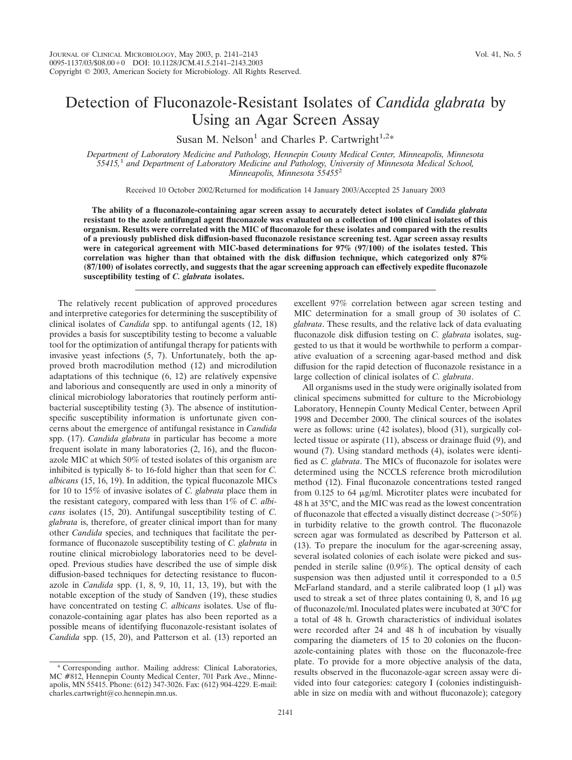# Detection of Fluconazole-Resistant Isolates of *Candida glabrata* by Using an Agar Screen Assay

Susan M. Nelson[1] and Charles P. Cartwright[1,2]*

*Department of Laboratory Medicine and Pathology, Hennepin County Medical Center, Minneapolis, Minnesota 55415,[1] and Department of Laboratory Medicine and Pathology, University of Minnesota Medical School, Minneapolis, Minnesota 55455[2]*

Received 10 October 2002/Returned for modification 14 January 2003/Accepted 25 January 2003

**The ability of a fluconazole-containing agar screen assay to accurately detect isolates of *Candida glabrata* resistant to the azole antifungal agent fluconazole was evaluated on a collection of 100 clinical isolates of this organism. Results were correlated with the MIC of fluconazole for these isolates and compared with the results of a previously published disk diffusion-based fluconazole resistance screening test. Agar screen assay results were in categorical agreement with MIC-based determinations for 97% (97/100) of the isolates tested. This correlation was higher than that obtained with the disk diffusion technique, which categorized only 87% (87/100) of isolates correctly, and suggests that the agar screening approach can effectively expedite fluconazole susceptibility testing of *C. glabrata* isolates.**

The relatively recent publication of approved procedures and interpretive categories for determining the susceptibility of clinical isolates of *Candida* spp. to antifungal agents (12, 18) provides a basis for susceptibility testing to become a valuable tool for the optimization of antifungal therapy for patients with invasive yeast infections (5, 7). Unfortunately, both the approved broth macrodilution method (12) and microdilution adaptations of this technique (6, 12) are relatively expensive and laborious and consequently are used in only a minority of clinical microbiology laboratories that routinely perform antibacterial susceptibility testing (3). The absence of institution-specific susceptibility information is unfortunate given concerns about the emergence of antifungal resistance in *Candida* spp. (17). *Candida glabrata* in particular has become a more frequent isolate in many laboratories (2, 16), and the fluconazole MIC at which 50% of tested isolates of this organism are inhibited is typically 8- to 16-fold higher than that seen for *C. albicans* (15, 16, 19). In addition, the typical fluconazole MICs for 10 to 15% of invasive isolates of *C. glabrata* place them in the resistant category, compared with less than 1% of *C. albicans* isolates (15, 20). Antifungal susceptibility testing of *C. glabrata* is, therefore, of greater clinical import than for many other *Candida* species, and techniques that facilitate the performance of fluconazole susceptibility testing of *C. glabrata* in routine clinical microbiology laboratories need to be developed. Previous studies have described the use of simple disk diffusion-based techniques for detecting resistance to fluconazole in *Candida* spp. (1, 8, 9, 10, 11, 13, 19), but with the notable exception of the study of Sandven (19), these studies have concentrated on testing *C. albicans* isolates. Use of fluconazole-containing agar plates has also been reported as a possible means of identifying fluconazole-resistant isolates of *Candida* spp. (15, 20), and Patterson et al. (13) reported an excellent 97% correlation between agar screen testing and MIC determination for a small group of 30 isolates of *C. glabrata*. These results, and the relative lack of data evaluating fluconazole disk diffusion testing on *C. glabrata* isolates, suggested to us that it would be worthwhile to perform a comparative evaluation of a screening agar-based method and disk diffusion for the rapid detection of fluconazole resistance in a large collection of clinical isolates of *C. glabrata*.

All organisms used in the study were originally isolated from clinical specimens submitted for culture to the Microbiology Laboratory, Hennepin County Medical Center, between April 1998 and December 2000. The clinical sources of the isolates were as follows: urine (42 isolates), blood (31), surgically collected tissue or aspirate (11), abscess or drainage fluid (9), and wound (7). Using standard methods (4), isolates were identified as *C. glabrata*. The MICs of fluconazole for isolates were determined using the NCCLS reference broth microdilution method (12). Final fluconazole concentrations tested ranged from 0.125 to 64 μg/ml. Microtiter plates were incubated for 48 h at 35°C, and the MIC was read as the lowest concentration of fluconazole that effected a visually distinct decrease (>50%) in turbidity relative to the growth control. The fluconazole screen agar was formulated as described by Patterson et al. (13). To prepare the inoculum for the agar-screening assay, several isolated colonies of each isolate were picked and suspended in sterile saline (0.9%). The optical density of each suspension was then adjusted until it corresponded to a 0.5 McFarland standard, and a sterile calibrated loop (1 μl) was used to streak a set of three plates containing 0, 8, and 16 μg of fluconazole/ml. Inoculated plates were incubated at 30°C for a total of 48 h. Growth characteristics of individual isolates were recorded after 24 and 48 h of incubation by visually comparing the diameters of 15 to 20 colonies on the fluconazole-containing plates with those on the fluconazole-free plate. To provide for a more objective analysis of the data, results observed in the fluconazole-agar screen assay were divided into four categories: category I (colonies indistinguishable in size on media with and without fluconazole); category

\* Corresponding author. Mailing address: Clinical Laboratories, MC #812, Hennepin County Medical Center, 701 Park Ave., Minneapolis, MN 55415. Phone: (612) 347-3026. Fax: (612) 904-4229. E-mail: charles.cartwright@co.hennepin.mn.us.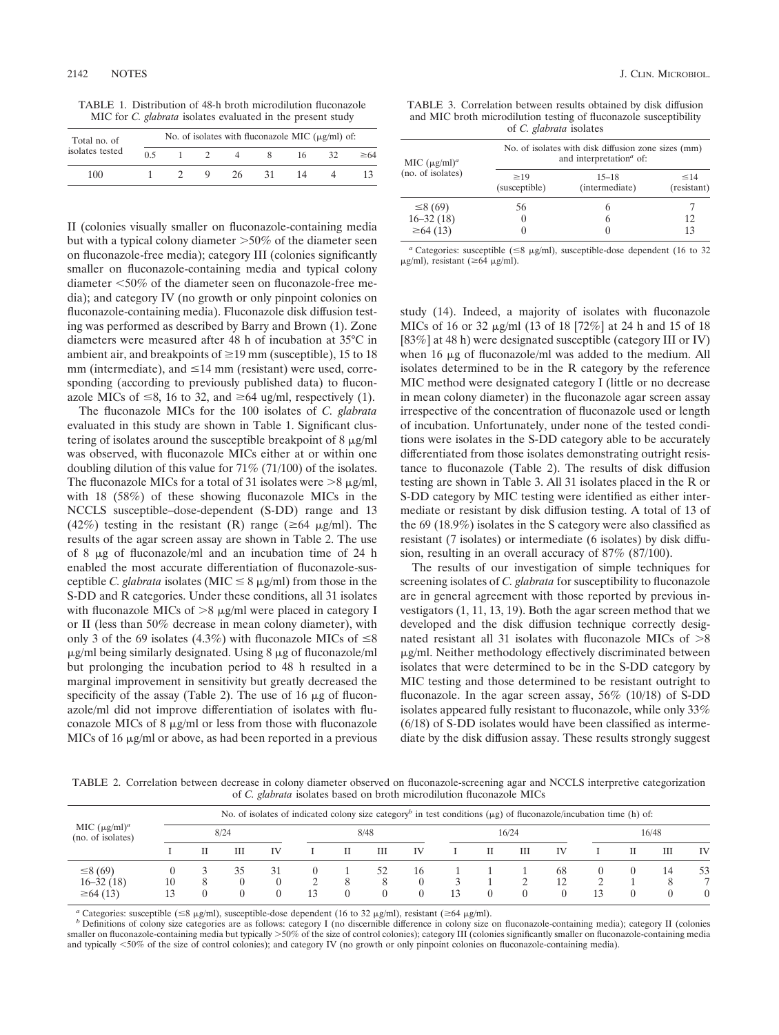TABLE 1. Distribution of 48-h broth microdilution fluconazole MIC for *C. glabrata* isolates evaluated in the present study

| Total no. of isolates tested | No. of isolates with fluconazole MIC (μg/ml) of: | | | | | | | |
|---|---|---|---|---|---|---|---|---|
| | 0.5 | 1 | 2 | 4 | 8 | 16 | 32 | ≥64 |
| 100 | 1 | 2 | 9 | 26 | 31 | 14 | 4 | 13 |

II (colonies visually smaller on fluconazole-containing media but with a typical colony diameter >50% of the diameter seen on fluconazole-free media); category III (colonies significantly smaller on fluconazole-containing media and typical colony diameter <50% of the diameter seen on fluconazole-free media); and category IV (no growth or only pinpoint colonies on fluconazole-containing media). Fluconazole disk diffusion testing was performed as described by Barry and Brown (1). Zone diameters were measured after 48 h of incubation at 35°C in ambient air, and breakpoints of ≥19 mm (susceptible), 15 to 18 mm (intermediate), and ≤14 mm (resistant) were used, corresponding (according to previously published data) to fluconazole MICs of ≤8, 16 to 32, and ≥64 ug/ml, respectively (1).

The fluconazole MICs for the 100 isolates of *C. glabrata* evaluated in this study are shown in Table 1. Significant clustering of isolates around the susceptible breakpoint of 8 μg/ml was observed, with fluconazole MICs either at or within one doubling dilution of this value for 71% (71/100) of the isolates. The fluconazole MICs for a total of 31 isolates were >8 μg/ml, with 18 (58%) of these showing fluconazole MICs in the NCCLS susceptible–dose-dependent (S-DD) range and 13 (42%) testing in the resistant (R) range (≥64 μg/ml). The results of the agar screen assay are shown in Table 2. The use of 8 μg of fluconazole/ml and an incubation time of 24 h enabled the most accurate differentiation of fluconazole-susceptible *C. glabrata* isolates (MIC ≤ 8 μg/ml) from those in the S-DD and R categories. Under these conditions, all 31 isolates with fluconazole MICs of >8 μg/ml were placed in category I or II (less than 50% decrease in mean colony diameter), with only 3 of the 69 isolates (4.3%) with fluconazole MICs of ≤8 μg/ml being similarly designated. Using 8 μg of fluconazole/ml but prolonging the incubation period to 48 h resulted in a marginal improvement in sensitivity but greatly decreased the specificity of the assay (Table 2). The use of 16 μg of fluconazole/ml did not improve differentiation of isolates with fluconazole MICs of 8 μg/ml or less from those with fluconazole MICs of 16 μg/ml or above, as had been reported in a previous study (14). Indeed, a majority of isolates with fluconazole MICs of 16 or 32 μg/ml (13 of 18 [72%] at 24 h and 15 of 18 [83%] at 48 h) were designated susceptible (category III or IV) when 16 μg of fluconazole/ml was added to the medium. All isolates determined to be in the R category by the reference MIC method were designated category I (little or no decrease in mean colony diameter) in the fluconazole agar screen assay irrespective of the concentration of fluconazole used or length of incubation. Unfortunately, under none of the tested conditions were isolates in the S-DD category able to be accurately differentiated from those isolates demonstrating outright resistance to fluconazole (Table 2). The results of disk diffusion testing are shown in Table 3. All 31 isolates placed in the R or S-DD category by MIC testing were identified as either intermediate or resistant by disk diffusion testing. A total of 13 of the 69 (18.9%) isolates in the S category were also classified as resistant (7 isolates) or intermediate (6 isolates) by disk diffusion, resulting in an overall accuracy of 87% (87/100).

TABLE 3. Correlation between results obtained by disk diffusion and MIC broth microdilution testing of fluconazole susceptibility of *C. glabrata* isolates

| MIC (μg/ml)[a] (no. of isolates) | No. of isolates with disk diffusion zone sizes (mm) and interpretation[a] of: | | |
|---|---|---|---|
| | ≥19 (susceptible) | 15–18 (intermediate) | ≤14 (resistant) |
| ≤8 (69) | 56 | 6 | 7 |
| 16–32 (18) | 0 | 6 | 12 |
| ≥64 (13) | 0 | 0 | 13 |

[a] Categories: susceptible (≤8 μg/ml), susceptible-dose dependent (16 to 32 μg/ml), resistant (≥64 μg/ml).

The results of our investigation of simple techniques for screening isolates of *C. glabrata* for susceptibility to fluconazole are in general agreement with those reported by previous investigators (1, 11, 13, 19). Both the agar screen method that we developed and the disk diffusion technique correctly designated resistant all 31 isolates with fluconazole MICs of >8 μg/ml. Neither methodology effectively discriminated between isolates that were determined to be in the S-DD category by MIC testing and those determined to be resistant outright to fluconazole. In the agar screen assay, 56% (10/18) of S-DD isolates appeared fully resistant to fluconazole, while only 33% (6/18) of S-DD isolates would have been classified as intermediate by the disk diffusion assay. These results strongly suggest

TABLE 2. Correlation between decrease in colony diameter observed on fluconazole-screening agar and NCCLS interpretive categorization of *C. glabrata* isolates based on broth microdilution fluconazole MICs

| MIC (μg/ml)[a] (no. of isolates) | No. of isolates of indicated colony size category[b] in test conditions (μg) of fluconazole/incubation time (h) of: | | | | | | | | | | | | | | | |
|---|---|---|---|---|---|---|---|---|---|---|---|---|---|---|---|---|
| | 8/24 | | | | 8/48 | | | | 16/24 | | | | 16/48 | | | |
| | I | II | III | IV | I | II | III | IV | I | II | III | IV | I | II | III | IV |
| ≤8 (69) | 0 | 3 | 35 | 31 | 0 | 1 | 52 | 16 | 1 | 1 | 1 | 68 | 0 | 0 | 14 | 53 |
| 16–32 (18) | 10 | 8 | 0 | 0 | 2 | 8 | 8 | 0 | 3 | 1 | 2 | 12 | 2 | 1 | 8 | 7 |
| ≥64 (13) | 13 | 0 | 0 | 0 | 13 | 0 | 0 | 0 | 13 | 0 | 0 | 0 | 13 | 0 | 0 | 0 |

[a] Categories: susceptible (≤8 μg/ml), susceptible-dose dependent (16 to 32 μg/ml), resistant (≥64 μg/ml).

[b] Definitions of colony size categories are as follows: category I (no discernible difference in colony size on fluconazole-containing media); category II (colonies smaller on fluconazole-containing media but typically >50% of the size of control colonies); category III (colonies significantly smaller on fluconazole-containing media and typically <50% of the size of control colonies); and category IV (no growth or only pinpoint colonies on fluconazole-containing media).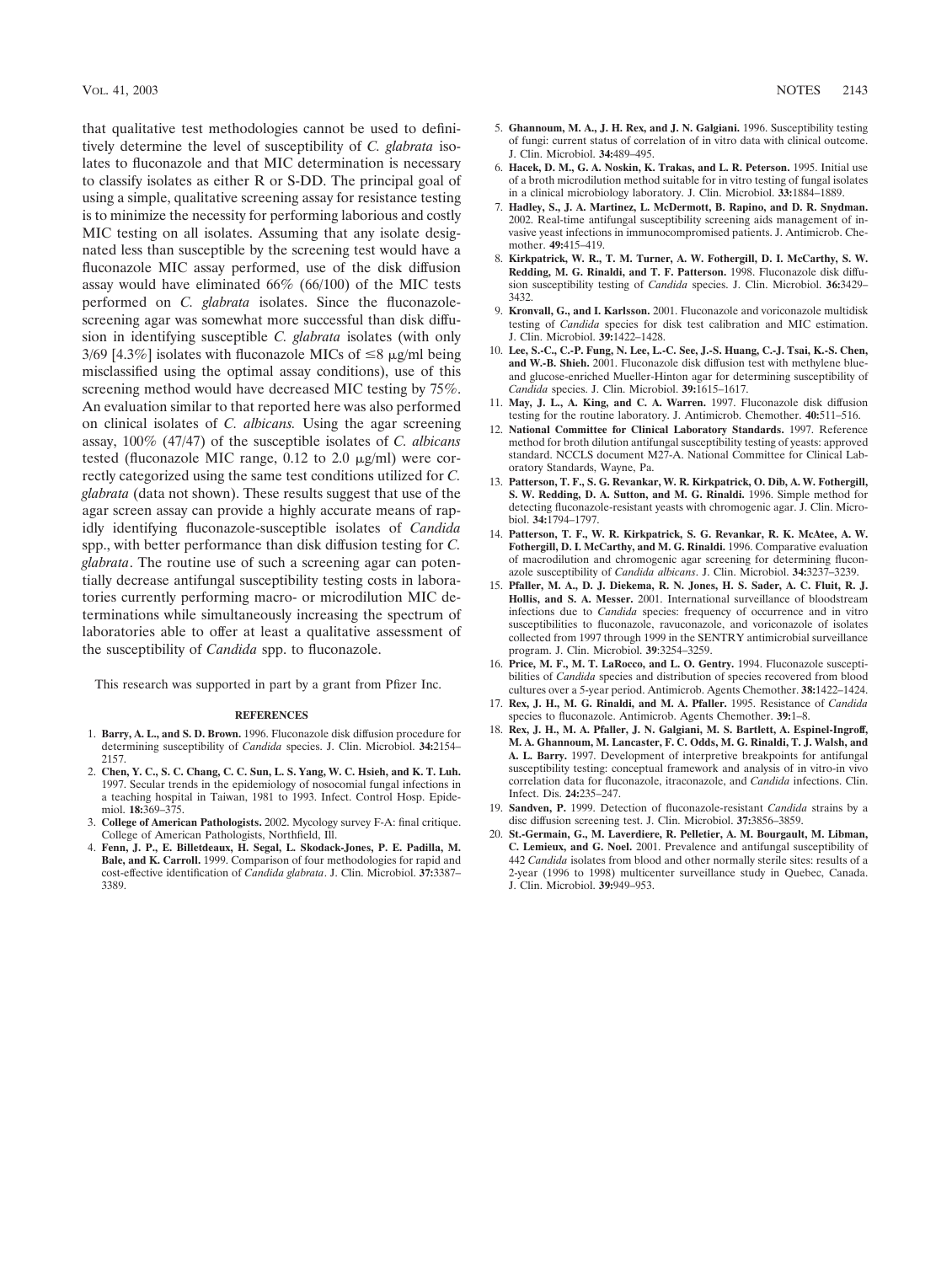that qualitative test methodologies cannot be used to definitively determine the level of susceptibility of *C. glabrata* isolates to fluconazole and that MIC determination is necessary to classify isolates as either R or S-DD. The principal goal of using a simple, qualitative screening assay for resistance testing is to minimize the necessity for performing laborious and costly MIC testing on all isolates. Assuming that any isolate designated less than susceptible by the screening test would have a fluconazole MIC assay performed, use of the disk diffusion assay would have eliminated 66% (66/100) of the MIC tests performed on *C. glabrata* isolates. Since the fluconazole-screening agar was somewhat more successful than disk diffusion in identifying susceptible *C. glabrata* isolates (with only 3/69 [4.3%] isolates with fluconazole MICs of $\leq$8 μg/ml being misclassified using the optimal assay conditions), use of this screening method would have decreased MIC testing by 75%. An evaluation similar to that reported here was also performed on clinical isolates of *C. albicans.* Using the agar screening assay, 100% (47/47) of the susceptible isolates of *C. albicans* tested (fluconazole MIC range, 0.12 to 2.0 μg/ml) were correctly categorized using the same test conditions utilized for *C. glabrata* (data not shown). These results suggest that use of the agar screen assay can provide a highly accurate means of rapidly identifying fluconazole-susceptible isolates of *Candida* spp., with better performance than disk diffusion testing for *C. glabrata*. The routine use of such a screening agar can potentially decrease antifungal susceptibility testing costs in laboratories currently performing macro- or microdilution MIC determinations while simultaneously increasing the spectrum of laboratories able to offer at least a qualitative assessment of the susceptibility of *Candida* spp. to fluconazole.

This research was supported in part by a grant from Pfizer Inc.

## REFERENCES

1. **Barry, A. L., and S. D. Brown.** 1996. Fluconazole disk diffusion procedure for determining susceptibility of *Candida* species. J. Clin. Microbiol. **34:**2154–2157.
2. **Chen, Y. C., S. C. Chang, C. C. Sun, L. S. Yang, W. C. Hsieh, and K. T. Luh.** 1997. Secular trends in the epidemiology of nosocomial fungal infections in a teaching hospital in Taiwan, 1981 to 1993. Infect. Control Hosp. Epidemiol. **18:**369–375.
3. **College of American Pathologists.** 2002. Mycology survey F-A: final critique. College of American Pathologists, Northfield, Ill.
4. **Fenn, J. P., E. Billetdeaux, H. Segal, L. Skodack-Jones, P. E. Padilla, M. Bale, and K. Carroll.** 1999. Comparison of four methodologies for rapid and cost-effective identification of *Candida glabrata*. J. Clin. Microbiol. **37:**3387–3389.
5. **Ghannoum, M. A., J. H. Rex, and J. N. Galgiani.** 1996. Susceptibility testing of fungi: current status of correlation of in vitro data with clinical outcome. J. Clin. Microbiol. **34:**489–495.
6. **Hacek, D. M., G. A. Noskin, K. Trakas, and L. R. Peterson.** 1995. Initial use of a broth microdilution method suitable for in vitro testing of fungal isolates in a clinical microbiology laboratory. J. Clin. Microbiol. **33:**1884–1889.
7. **Hadley, S., J. A. Martinez, L. McDermott, B. Rapino, and D. R. Snydman.** 2002. Real-time antifungal susceptibility screening aids management of invasive yeast infections in immunocompromised patients. J. Antimicrob. Chemother. **49:**415–419.
8. **Kirkpatrick, W. R., T. M. Turner, A. W. Fothergill, D. I. McCarthy, S. W. Redding, M. G. Rinaldi, and T. F. Patterson.** 1998. Fluconazole disk diffusion susceptibility testing of *Candida* species. J. Clin. Microbiol. **36:**3429–3432.
9. **Kronvall, G., and I. Karlsson.** 2001. Fluconazole and voriconazole multidisk testing of *Candida* species for disk test calibration and MIC estimation. J. Clin. Microbiol. **39:**1422–1428.
10. **Lee, S.-C., C.-P. Fung, N. Lee, L.-C. See, J.-S. Huang, C.-J. Tsai, K.-S. Chen, and W.-B. Shieh.** 2001. Fluconazole disk diffusion test with methylene blue- and glucose-enriched Mueller-Hinton agar for determining susceptibility of *Candida* species. J. Clin. Microbiol. **39:**1615–1617.
11. **May, J. L., A. King, and C. A. Warren.** 1997. Fluconazole disk diffusion testing for the routine laboratory. J. Antimicrob. Chemother. **40:**511–516.
12. **National Committee for Clinical Laboratory Standards.** 1997. Reference method for broth dilution antifungal susceptibility testing of yeasts: approved standard. NCCLS document M27-A. National Committee for Clinical Laboratory Standards, Wayne, Pa.
13. **Patterson, T. F., S. G. Revankar, W. R. Kirkpatrick, O. Dib, A. W. Fothergill, S. W. Redding, D. A. Sutton, and M. G. Rinaldi.** 1996. Simple method for detecting fluconazole-resistant yeasts with chromogenic agar. J. Clin. Microbiol. **34:**1794–1797.
14. **Patterson, T. F., W. R. Kirkpatrick, S. G. Revankar, R. K. McAtee, A. W. Fothergill, D. I. McCarthy, and M. G. Rinaldi.** 1996. Comparative evaluation of macrodilution and chromogenic agar screening for determining fluconazole susceptibility of *Candida albicans*. J. Clin. Microbiol. **34:**3237–3239.
15. **Pfaller, M. A., D. J. Diekema, R. N. Jones, H. S. Sader, A. C. Fluit, R. J. Hollis, and S. A. Messer.** 2001. International surveillance of bloodstream infections due to *Candida* species: frequency of occurrence and in vitro susceptibilities to fluconazole, ravuconazole, and voriconazole of isolates collected from 1997 through 1999 in the SENTRY antimicrobial surveillance program. J. Clin. Microbiol. **39**:3254–3259.
16. **Price, M. F., M. T. LaRocco, and L. O. Gentry.** 1994. Fluconazole susceptibilities of *Candida* species and distribution of species recovered from blood cultures over a 5-year period. Antimicrob. Agents Chemother. **38:**1422–1424.
17. **Rex, J. H., M. G. Rinaldi, and M. A. Pfaller.** 1995. Resistance of *Candida* species to fluconazole. Antimicrob. Agents Chemother. **39:**1–8.
18. **Rex, J. H., M. A. Pfaller, J. N. Galgiani, M. S. Bartlett, A. Espinel-Ingroff, M. A. Ghannoum, M. Lancaster, F. C. Odds, M. G. Rinaldi, T. J. Walsh, and A. L. Barry.** 1997. Development of interpretive breakpoints for antifungal susceptibility testing: conceptual framework and analysis of in vitro-in vivo correlation data for fluconazole, itraconazole, and *Candida* infections. Clin. Infect. Dis. **24:**235–247.
19. **Sandven, P.** 1999. Detection of fluconazole-resistant *Candida* strains by a disc diffusion screening test. J. Clin. Microbiol. **37:**3856–3859.
20. **St.-Germain, G., M. Laverdiere, R. Pelletier, A. M. Bourgault, M. Libman, C. Lemieux, and G. Noel.** 2001. Prevalence and antifungal susceptibility of 442 *Candida* isolates from blood and other normally sterile sites: results of a 2-year (1996 to 1998) multicenter surveillance study in Quebec, Canada. J. Clin. Microbiol. **39:**949–953.